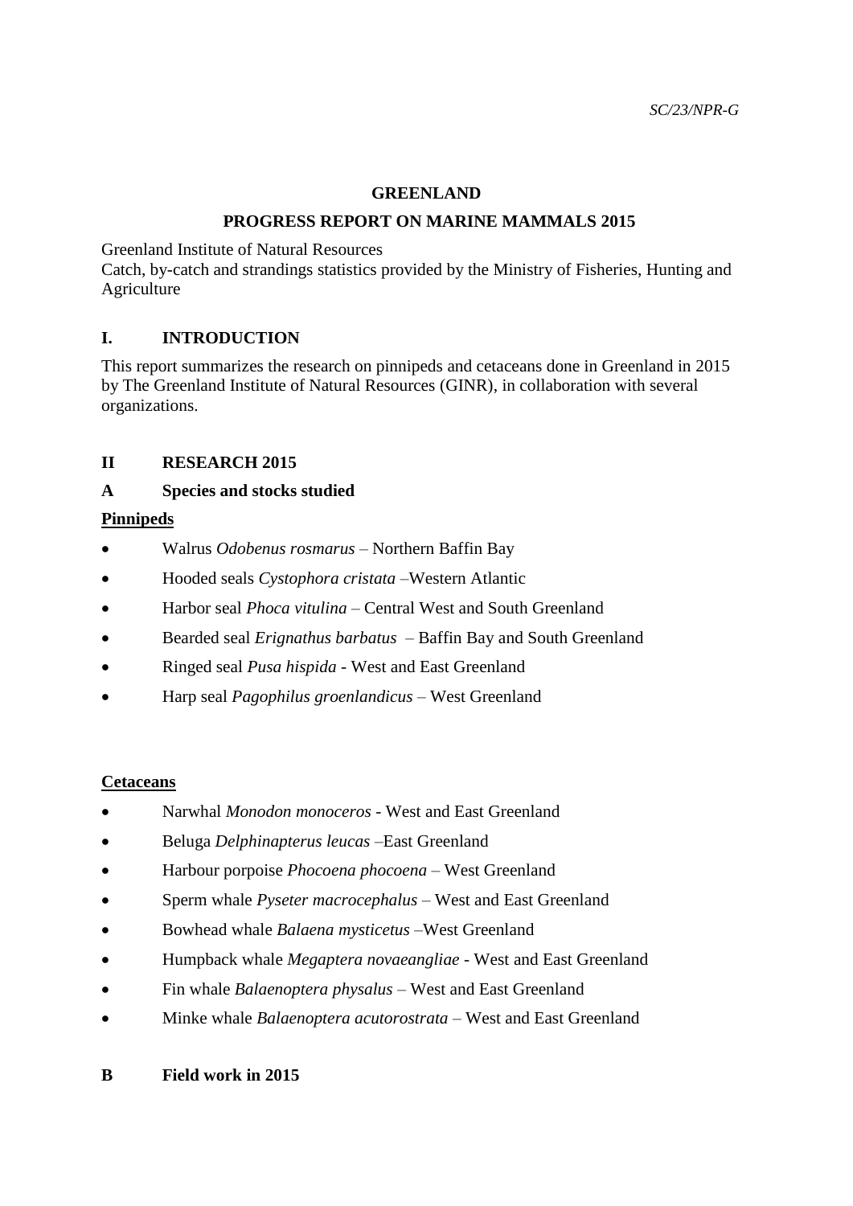*SC/23/NPR-G*

**GREENLAND**

**PROGRESS REPORT ON MARINE MAMMALS 2015**

Greenland Institute of Natural Resources
Catch, by-catch and strandings statistics provided by the Ministry of Fisheries, Hunting and Agriculture

## I. INTRODUCTION

This report summarizes the research on pinnipeds and cetaceans done in Greenland in 2015 by The Greenland Institute of Natural Resources (GINR), in collaboration with several organizations.

## II RESEARCH 2015

### A Species and stocks studied

**Pinnipeds**

- Walrus *Odobenus rosmarus* – Northern Baffin Bay
- Hooded seals *Cystophora cristata* –Western Atlantic
- Harbor seal *Phoca vitulina* – Central West and South Greenland
- Bearded seal *Erignathus barbatus* – Baffin Bay and South Greenland
- Ringed seal *Pusa hispida* - West and East Greenland
- Harp seal *Pagophilus groenlandicus* – West Greenland

**Cetaceans**

- Narwhal *Monodon monoceros* - West and East Greenland
- Beluga *Delphinapterus leucas* –East Greenland
- Harbour porpoise *Phocoena phocoena* – West Greenland
- Sperm whale *Pyseter macrocephalus* – West and East Greenland
- Bowhead whale *Balaena mysticetus* –West Greenland
- Humpback whale *Megaptera novaeangliae* - West and East Greenland
- Fin whale *Balaenoptera physalus* – West and East Greenland
- Minke whale *Balaenoptera acutorostrata* – West and East Greenland

### B Field work in 2015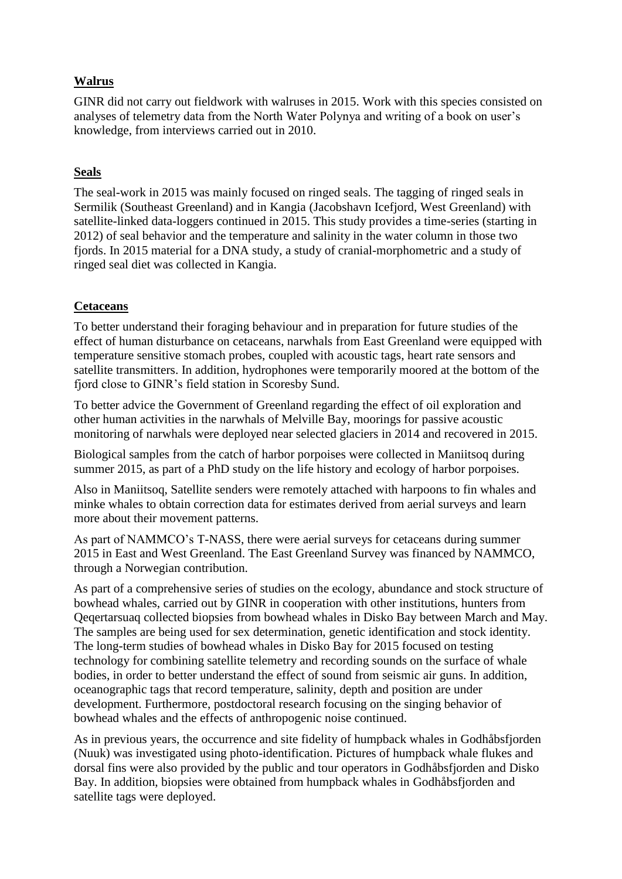**Walrus**

GINR did not carry out fieldwork with walruses in 2015. Work with this species consisted on analyses of telemetry data from the North Water Polynya and writing of a book on user's knowledge, from interviews carried out in 2010.

**Seals**

The seal-work in 2015 was mainly focused on ringed seals. The tagging of ringed seals in Sermilik (Southeast Greenland) and in Kangia (Jacobshavn Icefjord, West Greenland) with satellite-linked data-loggers continued in 2015. This study provides a time-series (starting in 2012) of seal behavior and the temperature and salinity in the water column in those two fjords. In 2015 material for a DNA study, a study of cranial-morphometric and a study of ringed seal diet was collected in Kangia.

**Cetaceans**

To better understand their foraging behaviour and in preparation for future studies of the effect of human disturbance on cetaceans, narwhals from East Greenland were equipped with temperature sensitive stomach probes, coupled with acoustic tags, heart rate sensors and satellite transmitters. In addition, hydrophones were temporarily moored at the bottom of the fjord close to GINR's field station in Scoresby Sund.

To better advice the Government of Greenland regarding the effect of oil exploration and other human activities in the narwhals of Melville Bay, moorings for passive acoustic monitoring of narwhals were deployed near selected glaciers in 2014 and recovered in 2015.

Biological samples from the catch of harbor porpoises were collected in Maniitsoq during summer 2015, as part of a PhD study on the life history and ecology of harbor porpoises.

Also in Maniitsoq, Satellite senders were remotely attached with harpoons to fin whales and minke whales to obtain correction data for estimates derived from aerial surveys and learn more about their movement patterns.

As part of NAMMCO's T-NASS, there were aerial surveys for cetaceans during summer 2015 in East and West Greenland. The East Greenland Survey was financed by NAMMCO, through a Norwegian contribution.

As part of a comprehensive series of studies on the ecology, abundance and stock structure of bowhead whales, carried out by GINR in cooperation with other institutions, hunters from Qeqertarsuaq collected biopsies from bowhead whales in Disko Bay between March and May. The samples are being used for sex determination, genetic identification and stock identity. The long-term studies of bowhead whales in Disko Bay for 2015 focused on testing technology for combining satellite telemetry and recording sounds on the surface of whale bodies, in order to better understand the effect of sound from seismic air guns. In addition, oceanographic tags that record temperature, salinity, depth and position are under development. Furthermore, postdoctoral research focusing on the singing behavior of bowhead whales and the effects of anthropogenic noise continued.

As in previous years, the occurrence and site fidelity of humpback whales in Godhåbsfjorden (Nuuk) was investigated using photo-identification. Pictures of humpback whale flukes and dorsal fins were also provided by the public and tour operators in Godhåbsfjorden and Disko Bay. In addition, biopsies were obtained from humpback whales in Godhåbsfjorden and satellite tags were deployed.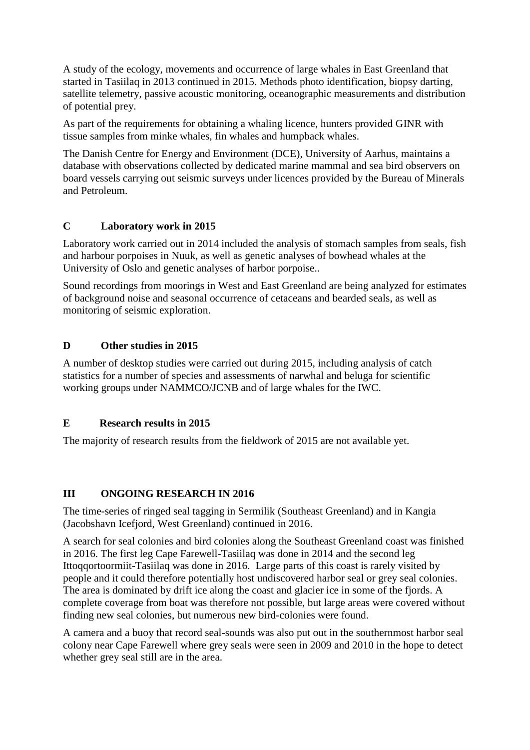A study of the ecology, movements and occurrence of large whales in East Greenland that started in Tasiilaq in 2013 continued in 2015. Methods photo identification, biopsy darting, satellite telemetry, passive acoustic monitoring, oceanographic measurements and distribution of potential prey.

As part of the requirements for obtaining a whaling licence, hunters provided GINR with tissue samples from minke whales, fin whales and humpback whales.

The Danish Centre for Energy and Environment (DCE), University of Aarhus, maintains a database with observations collected by dedicated marine mammal and sea bird observers on board vessels carrying out seismic surveys under licences provided by the Bureau of Minerals and Petroleum.

## C Laboratory work in 2015

Laboratory work carried out in 2014 included the analysis of stomach samples from seals, fish and harbour porpoises in Nuuk, as well as genetic analyses of bowhead whales at the University of Oslo and genetic analyses of harbor porpoise..

Sound recordings from moorings in West and East Greenland are being analyzed for estimates of background noise and seasonal occurrence of cetaceans and bearded seals, as well as monitoring of seismic exploration.

## D Other studies in 2015

A number of desktop studies were carried out during 2015, including analysis of catch statistics for a number of species and assessments of narwhal and beluga for scientific working groups under NAMMCO/JCNB and of large whales for the IWC.

## E Research results in 2015

The majority of research results from the fieldwork of 2015 are not available yet.

# III ONGOING RESEARCH IN 2016

The time-series of ringed seal tagging in Sermilik (Southeast Greenland) and in Kangia (Jacobshavn Icefjord, West Greenland) continued in 2016.

A search for seal colonies and bird colonies along the Southeast Greenland coast was finished in 2016. The first leg Cape Farewell-Tasiilaq was done in 2014 and the second leg Ittoqqortoormiit-Tasiilaq was done in 2016. Large parts of this coast is rarely visited by people and it could therefore potentially host undiscovered harbor seal or grey seal colonies. The area is dominated by drift ice along the coast and glacier ice in some of the fjords. A complete coverage from boat was therefore not possible, but large areas were covered without finding new seal colonies, but numerous new bird-colonies were found.

A camera and a buoy that record seal-sounds was also put out in the southernmost harbor seal colony near Cape Farewell where grey seals were seen in 2009 and 2010 in the hope to detect whether grey seal still are in the area.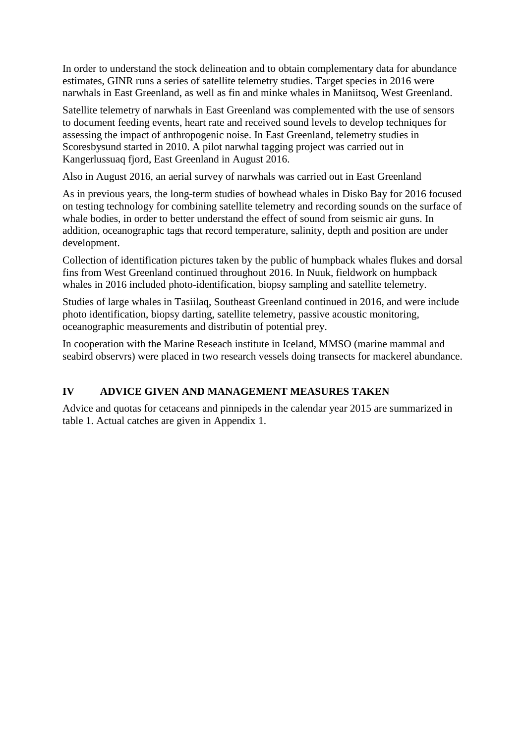In order to understand the stock delineation and to obtain complementary data for abundance estimates, GINR runs a series of satellite telemetry studies. Target species in 2016 were narwhals in East Greenland, as well as fin and minke whales in Maniitsoq, West Greenland.

Satellite telemetry of narwhals in East Greenland was complemented with the use of sensors to document feeding events, heart rate and received sound levels to develop techniques for assessing the impact of anthropogenic noise. In East Greenland, telemetry studies in Scoresbysund started in 2010. A pilot narwhal tagging project was carried out in Kangerlussuaq fjord, East Greenland in August 2016.

Also in August 2016, an aerial survey of narwhals was carried out in East Greenland

As in previous years, the long-term studies of bowhead whales in Disko Bay for 2016 focused on testing technology for combining satellite telemetry and recording sounds on the surface of whale bodies, in order to better understand the effect of sound from seismic air guns. In addition, oceanographic tags that record temperature, salinity, depth and position are under development.

Collection of identification pictures taken by the public of humpback whales flukes and dorsal fins from West Greenland continued throughout 2016. In Nuuk, fieldwork on humpback whales in 2016 included photo-identification, biopsy sampling and satellite telemetry.

Studies of large whales in Tasiilaq, Southeast Greenland continued in 2016, and were include photo identification, biopsy darting, satellite telemetry, passive acoustic monitoring, oceanographic measurements and distributin of potential prey.

In cooperation with the Marine Reseach institute in Iceland, MMSO (marine mammal and seabird observrs) were placed in two research vessels doing transects for mackerel abundance.

## IV ADVICE GIVEN AND MANAGEMENT MEASURES TAKEN

Advice and quotas for cetaceans and pinnipeds in the calendar year 2015 are summarized in table 1. Actual catches are given in Appendix 1.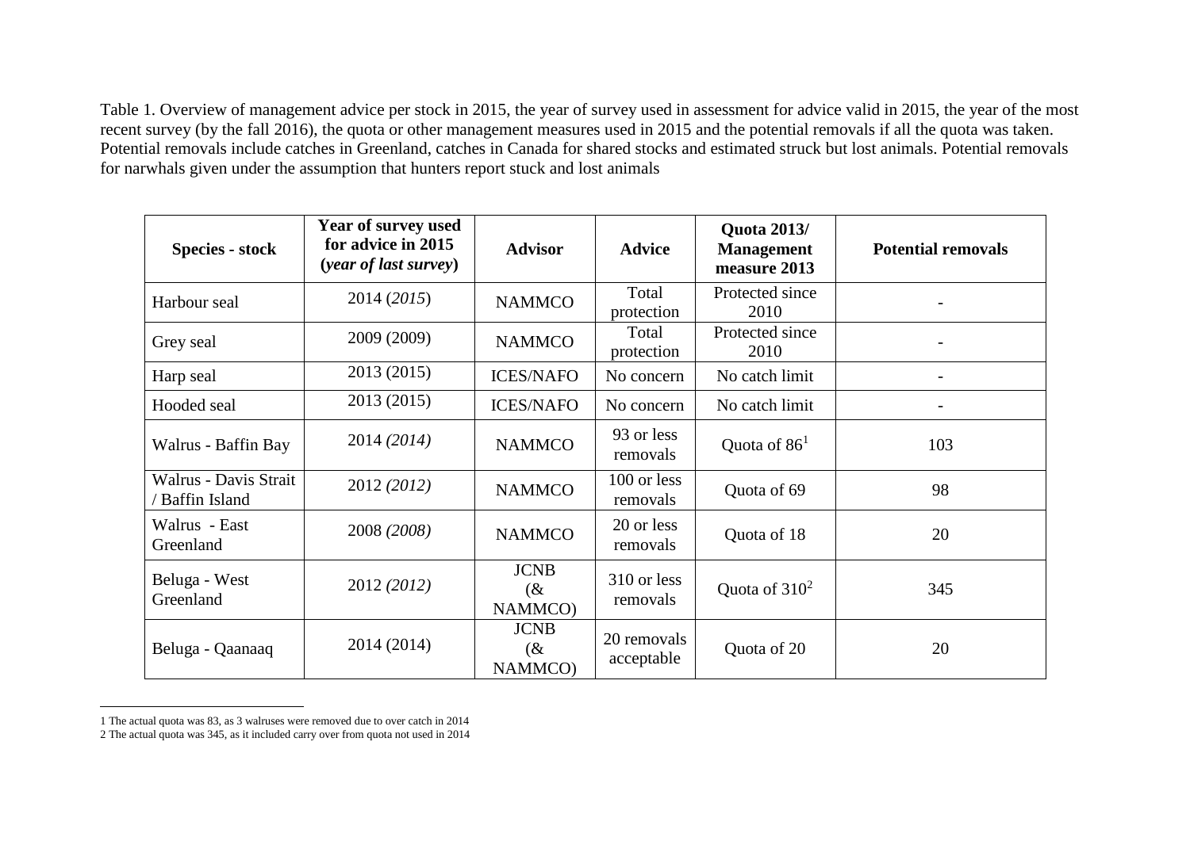Table 1. Overview of management advice per stock in 2015, the year of survey used in assessment for advice valid in 2015, the year of the most recent survey (by the fall 2016), the quota or other management measures used in 2015 and the potential removals if all the quota was taken. Potential removals include catches in Greenland, catches in Canada for shared stocks and estimated struck but lost animals. Potential removals for narwhals given under the assumption that hunters report stuck and lost animals

| **Species - stock** | **Year of survey used for advice in 2015 (*year of last survey*)** | **Advisor** | **Advice** | **Quota 2013/ Management measure 2013** | **Potential removals** |
|---|---|---|---|---|---|
| Harbour seal | 2014 (*2015*) | NAMMCO | Total protection | Protected since 2010 | - |
| Grey seal | 2009 (2009) | NAMMCO | Total protection | Protected since 2010 | - |
| Harp seal | 2013 (2015) | ICES/NAFO | No concern | No catch limit | - |
| Hooded seal | 2013 (2015) | ICES/NAFO | No concern | No catch limit | - |
| Walrus - Baffin Bay | 2014 *(2014)* | NAMMCO | 93 or less removals | Quota of 86[1] | 103 |
| Walrus - Davis Strait / Baffin Island | 2012 *(2012)* | NAMMCO | 100 or less removals | Quota of 69 | 98 |
| Walrus - East Greenland | 2008 *(2008)* | NAMMCO | 20 or less removals | Quota of 18 | 20 |
| Beluga - West Greenland | 2012 *(2012)* | JCNB (& NAMMCO) | 310 or less removals | Quota of 310[2] | 345 |
| Beluga - Qaanaaq | 2014 (2014) | JCNB (& NAMMCO) | 20 removals acceptable | Quota of 20 | 20 |

1 The actual quota was 83, as 3 walruses were removed due to over catch in 2014

2 The actual quota was 345, as it included carry over from quota not used in 2014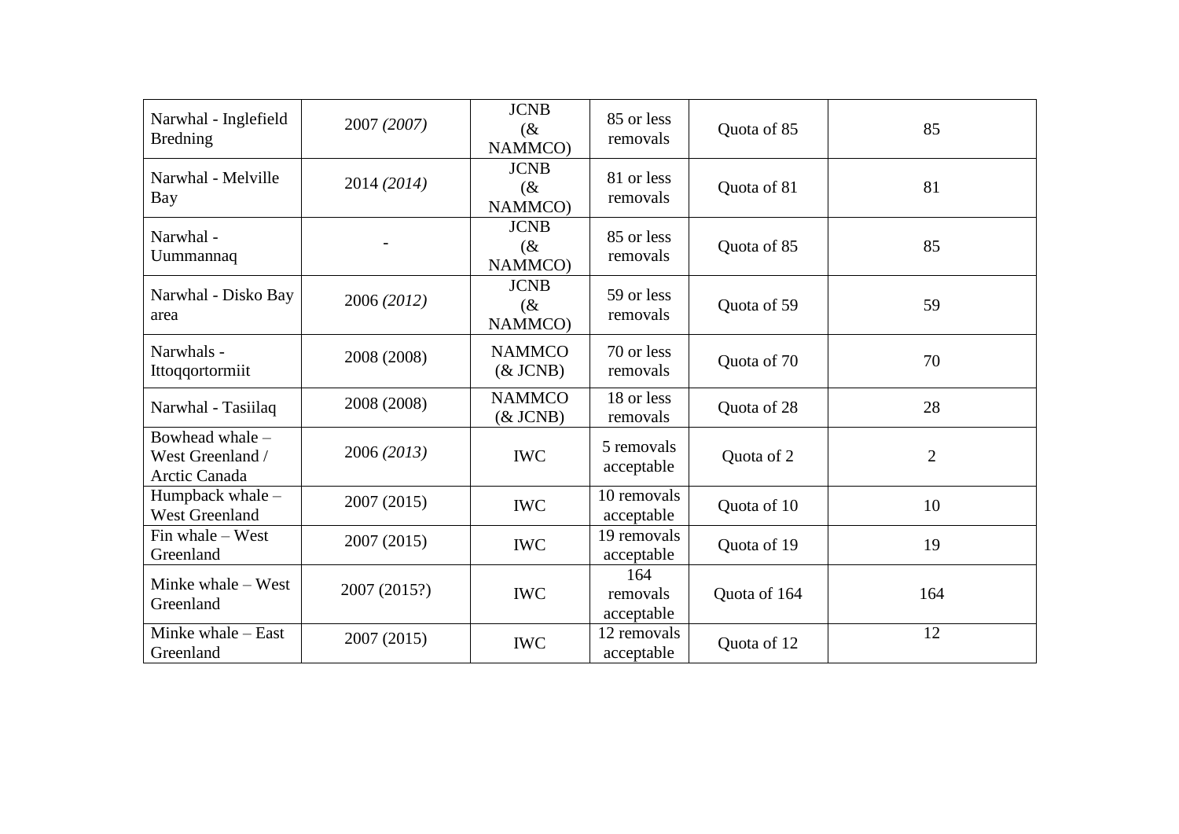| Narwhal - Inglefield Bredning | 2007 *(2007)* | JCNB (& NAMMCO) | 85 or less removals | Quota of 85 | 85 |
|---|---|---|---|---|---|
| Narwhal - Melville Bay | 2014 *(2014)* | JCNB (& NAMMCO) | 81 or less removals | Quota of 81 | 81 |
| Narwhal - Uummannaq | - | JCNB (& NAMMCO) | 85 or less removals | Quota of 85 | 85 |
| Narwhal - Disko Bay area | 2006 *(2012)* | JCNB (& NAMMCO) | 59 or less removals | Quota of 59 | 59 |
| Narwhals - Ittoqqortormiit | 2008 (2008) | NAMMCO (& JCNB) | 70 or less removals | Quota of 70 | 70 |
| Narwhal - Tasiilaq | 2008 (2008) | NAMMCO (& JCNB) | 18 or less removals | Quota of 28 | 28 |
| Bowhead whale – West Greenland / Arctic Canada | 2006 *(2013)* | IWC | 5 removals acceptable | Quota of 2 | 2 |
| Humpback whale – West Greenland | 2007 (2015) | IWC | 10 removals acceptable | Quota of 10 | 10 |
| Fin whale – West Greenland | 2007 (2015) | IWC | 19 removals acceptable | Quota of 19 | 19 |
| Minke whale – West Greenland | 2007 (2015?) | IWC | 164 removals acceptable | Quota of 164 | 164 |
| Minke whale – East Greenland | 2007 (2015) | IWC | 12 removals acceptable | Quota of 12 | 12 |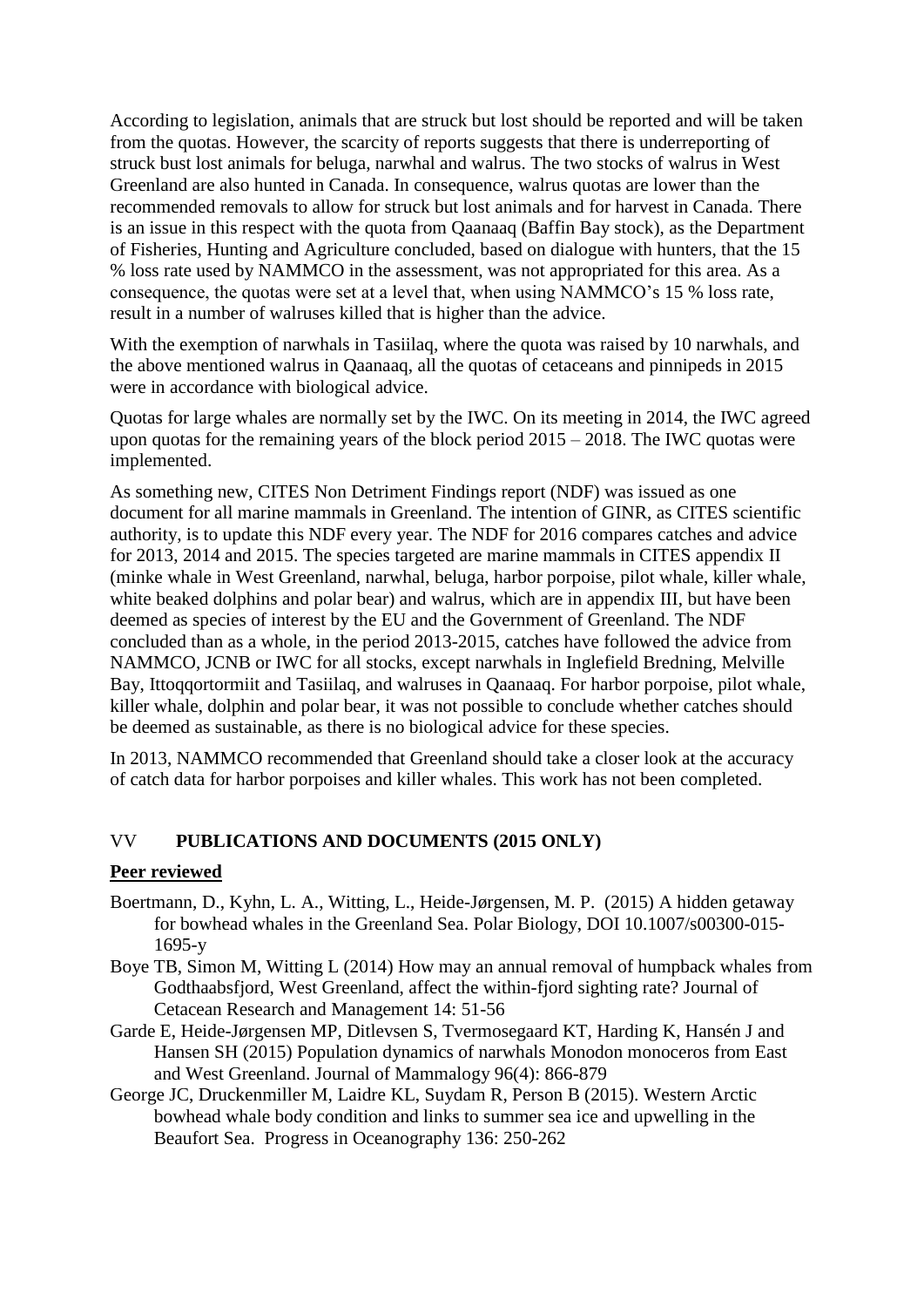According to legislation, animals that are struck but lost should be reported and will be taken from the quotas. However, the scarcity of reports suggests that there is underreporting of struck bust lost animals for beluga, narwhal and walrus. The two stocks of walrus in West Greenland are also hunted in Canada. In consequence, walrus quotas are lower than the recommended removals to allow for struck but lost animals and for harvest in Canada. There is an issue in this respect with the quota from Qaanaaq (Baffin Bay stock), as the Department of Fisheries, Hunting and Agriculture concluded, based on dialogue with hunters, that the 15 % loss rate used by NAMMCO in the assessment, was not appropriated for this area. As a consequence, the quotas were set at a level that, when using NAMMCO's 15 % loss rate, result in a number of walruses killed that is higher than the advice.

With the exemption of narwhals in Tasiilaq, where the quota was raised by 10 narwhals, and the above mentioned walrus in Qaanaaq, all the quotas of cetaceans and pinnipeds in 2015 were in accordance with biological advice.

Quotas for large whales are normally set by the IWC. On its meeting in 2014, the IWC agreed upon quotas for the remaining years of the block period 2015 – 2018. The IWC quotas were implemented.

As something new, CITES Non Detriment Findings report (NDF) was issued as one document for all marine mammals in Greenland. The intention of GINR, as CITES scientific authority, is to update this NDF every year. The NDF for 2016 compares catches and advice for 2013, 2014 and 2015. The species targeted are marine mammals in CITES appendix II (minke whale in West Greenland, narwhal, beluga, harbor porpoise, pilot whale, killer whale, white beaked dolphins and polar bear) and walrus, which are in appendix III, but have been deemed as species of interest by the EU and the Government of Greenland. The NDF concluded than as a whole, in the period 2013-2015, catches have followed the advice from NAMMCO, JCNB or IWC for all stocks, except narwhals in Inglefield Bredning, Melville Bay, Ittoqqortormiit and Tasiilaq, and walruses in Qaanaaq. For harbor porpoise, pilot whale, killer whale, dolphin and polar bear, it was not possible to conclude whether catches should be deemed as sustainable, as there is no biological advice for these species.

In 2013, NAMMCO recommended that Greenland should take a closer look at the accuracy of catch data for harbor porpoises and killer whales. This work has not been completed.

## VV PUBLICATIONS AND DOCUMENTS (2015 ONLY)

**Peer reviewed**

Boertmann, D., Kyhn, L. A., Witting, L., Heide-Jørgensen, M. P. (2015) A hidden getaway for bowhead whales in the Greenland Sea. Polar Biology, DOI 10.1007/s00300-015-1695-y

Boye TB, Simon M, Witting L (2014) How may an annual removal of humpback whales from Godthaabsfjord, West Greenland, affect the within-fjord sighting rate? Journal of Cetacean Research and Management 14: 51-56

Garde E, Heide-Jørgensen MP, Ditlevsen S, Tvermosegaard KT, Harding K, Hansén J and Hansen SH (2015) Population dynamics of narwhals Monodon monoceros from East and West Greenland. Journal of Mammalogy 96(4): 866-879

George JC, Druckenmiller M, Laidre KL, Suydam R, Person B (2015). Western Arctic bowhead whale body condition and links to summer sea ice and upwelling in the Beaufort Sea. Progress in Oceanography 136: 250-262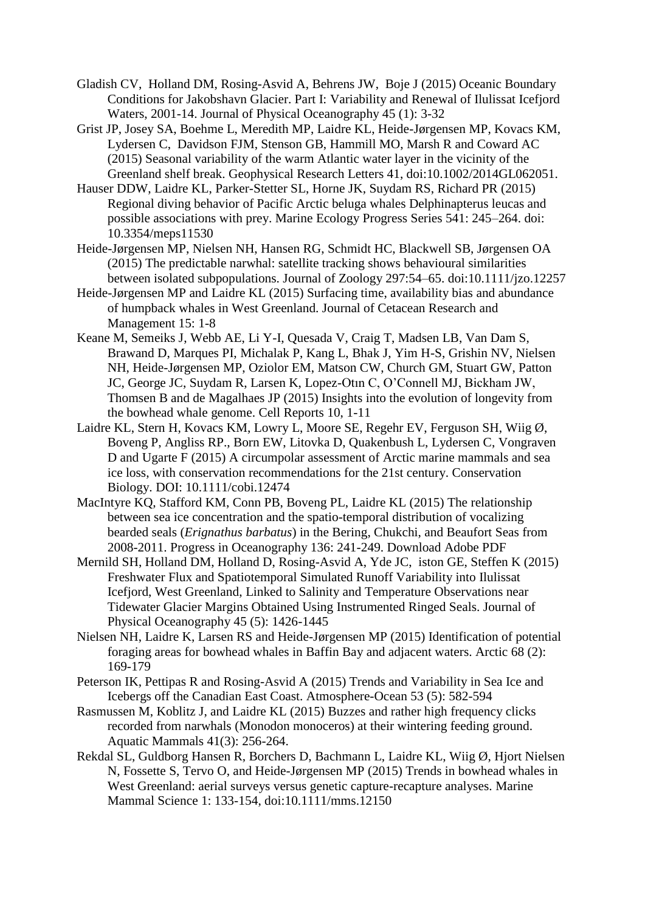Gladish CV, Holland DM, Rosing-Asvid A, Behrens JW, Boje J (2015) Oceanic Boundary Conditions for Jakobshavn Glacier. Part I: Variability and Renewal of Ilulissat Icefjord Waters, 2001-14. Journal of Physical Oceanography 45 (1): 3-32

Grist JP, Josey SA, Boehme L, Meredith MP, Laidre KL, Heide-Jørgensen MP, Kovacs KM, Lydersen C, Davidson FJM, Stenson GB, Hammill MO, Marsh R and Coward AC (2015) Seasonal variability of the warm Atlantic water layer in the vicinity of the Greenland shelf break. Geophysical Research Letters 41, doi:10.1002/2014GL062051.

Hauser DDW, Laidre KL, Parker-Stetter SL, Horne JK, Suydam RS, Richard PR (2015) Regional diving behavior of Pacific Arctic beluga whales Delphinapterus leucas and possible associations with prey. Marine Ecology Progress Series 541: 245–264. doi: 10.3354/meps11530

Heide-Jørgensen MP, Nielsen NH, Hansen RG, Schmidt HC, Blackwell SB, Jørgensen OA (2015) The predictable narwhal: satellite tracking shows behavioural similarities between isolated subpopulations. Journal of Zoology 297:54–65. doi:10.1111/jzo.12257

Heide-Jørgensen MP and Laidre KL (2015) Surfacing time, availability bias and abundance of humpback whales in West Greenland. Journal of Cetacean Research and Management 15: 1-8

Keane M, Semeiks J, Webb AE, Li Y-I, Quesada V, Craig T, Madsen LB, Van Dam S, Brawand D, Marques PI, Michalak P, Kang L, Bhak J, Yim H-S, Grishin NV, Nielsen NH, Heide-Jørgensen MP, Oziolor EM, Matson CW, Church GM, Stuart GW, Patton JC, George JC, Suydam R, Larsen K, Lopez-Otın C, O'Connell MJ, Bickham JW, Thomsen B and de Magalhaes JP (2015) Insights into the evolution of longevity from the bowhead whale genome. Cell Reports 10, 1-11

Laidre KL, Stern H, Kovacs KM, Lowry L, Moore SE, Regehr EV, Ferguson SH, Wiig Ø, Boveng P, Angliss RP., Born EW, Litovka D, Quakenbush L, Lydersen C, Vongraven D and Ugarte F (2015) A circumpolar assessment of Arctic marine mammals and sea ice loss, with conservation recommendations for the 21st century. Conservation Biology. DOI: 10.1111/cobi.12474

MacIntyre KQ, Stafford KM, Conn PB, Boveng PL, Laidre KL (2015) The relationship between sea ice concentration and the spatio-temporal distribution of vocalizing bearded seals (*Erignathus barbatus*) in the Bering, Chukchi, and Beaufort Seas from 2008-2011. Progress in Oceanography 136: 241-249. Download Adobe PDF

Mernild SH, Holland DM, Holland D, Rosing-Asvid A, Yde JC, iston GE, Steffen K (2015) Freshwater Flux and Spatiotemporal Simulated Runoff Variability into Ilulissat Icefjord, West Greenland, Linked to Salinity and Temperature Observations near Tidewater Glacier Margins Obtained Using Instrumented Ringed Seals. Journal of Physical Oceanography 45 (5): 1426-1445

Nielsen NH, Laidre K, Larsen RS and Heide-Jørgensen MP (2015) Identification of potential foraging areas for bowhead whales in Baffin Bay and adjacent waters. Arctic 68 (2): 169-179

Peterson IK, Pettipas R and Rosing-Asvid A (2015) Trends and Variability in Sea Ice and Icebergs off the Canadian East Coast. Atmosphere-Ocean 53 (5): 582-594

Rasmussen M, Koblitz J, and Laidre KL (2015) Buzzes and rather high frequency clicks recorded from narwhals (Monodon monoceros) at their wintering feeding ground. Aquatic Mammals 41(3): 256-264.

Rekdal SL, Guldborg Hansen R, Borchers D, Bachmann L, Laidre KL, Wiig Ø, Hjort Nielsen N, Fossette S, Tervo O, and Heide-Jørgensen MP (2015) Trends in bowhead whales in West Greenland: aerial surveys versus genetic capture-recapture analyses. Marine Mammal Science 1: 133-154, doi:10.1111/mms.12150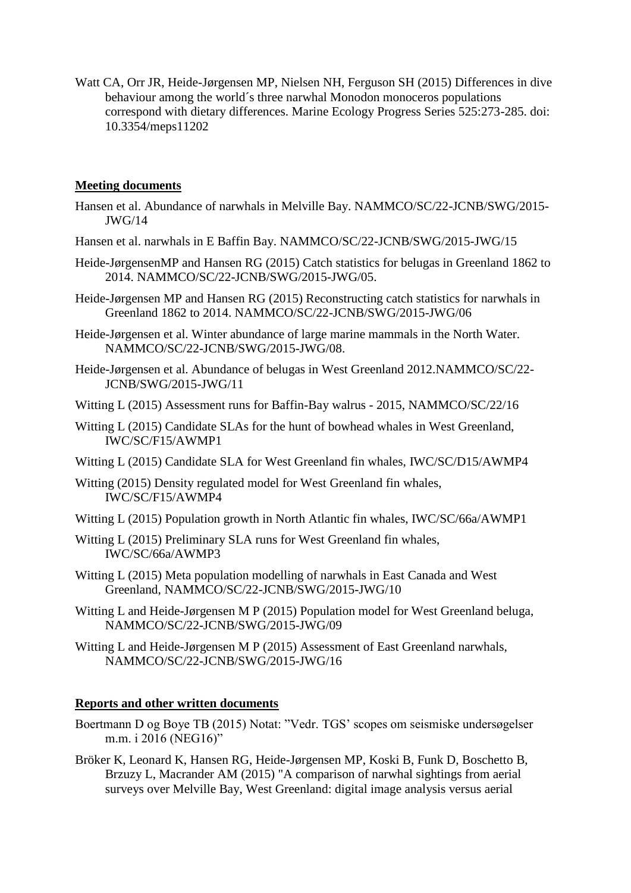Watt CA, Orr JR, Heide-Jørgensen MP, Nielsen NH, Ferguson SH (2015) Differences in dive behaviour among the world´s three narwhal Monodon monoceros populations correspond with dietary differences. Marine Ecology Progress Series 525:273-285. doi: 10.3354/meps11202

## Meeting documents

Hansen et al. Abundance of narwhals in Melville Bay. NAMMCO/SC/22-JCNB/SWG/2015-JWG/14

Hansen et al. narwhals in E Baffin Bay. NAMMCO/SC/22-JCNB/SWG/2015-JWG/15

Heide-JørgensenMP and Hansen RG (2015) Catch statistics for belugas in Greenland 1862 to 2014. NAMMCO/SC/22-JCNB/SWG/2015-JWG/05.

Heide-Jørgensen MP and Hansen RG (2015) Reconstructing catch statistics for narwhals in Greenland 1862 to 2014. NAMMCO/SC/22-JCNB/SWG/2015-JWG/06

Heide-Jørgensen et al. Winter abundance of large marine mammals in the North Water. NAMMCO/SC/22-JCNB/SWG/2015-JWG/08.

Heide-Jørgensen et al. Abundance of belugas in West Greenland 2012.NAMMCO/SC/22-JCNB/SWG/2015-JWG/11

Witting L (2015) Assessment runs for Baffin-Bay walrus - 2015, NAMMCO/SC/22/16

Witting L (2015) Candidate SLAs for the hunt of bowhead whales in West Greenland, IWC/SC/F15/AWMP1

Witting L (2015) Candidate SLA for West Greenland fin whales, IWC/SC/D15/AWMP4

Witting (2015) Density regulated model for West Greenland fin whales, IWC/SC/F15/AWMP4

Witting L (2015) Population growth in North Atlantic fin whales, IWC/SC/66a/AWMP1

Witting L (2015) Preliminary SLA runs for West Greenland fin whales, IWC/SC/66a/AWMP3

Witting L (2015) Meta population modelling of narwhals in East Canada and West Greenland, NAMMCO/SC/22-JCNB/SWG/2015-JWG/10

Witting L and Heide-Jørgensen M P (2015) Population model for West Greenland beluga, NAMMCO/SC/22-JCNB/SWG/2015-JWG/09

Witting L and Heide-Jørgensen M P (2015) Assessment of East Greenland narwhals, NAMMCO/SC/22-JCNB/SWG/2015-JWG/16

## Reports and other written documents

Boertmann D og Boye TB (2015) Notat: "Vedr. TGS' scopes om seismiske undersøgelser m.m. i 2016 (NEG16)"

Bröker K, Leonard K, Hansen RG, Heide-Jørgensen MP, Koski B, Funk D, Boschetto B, Brzuzy L, Macrander AM (2015) "A comparison of narwhal sightings from aerial surveys over Melville Bay, West Greenland: digital image analysis versus aerial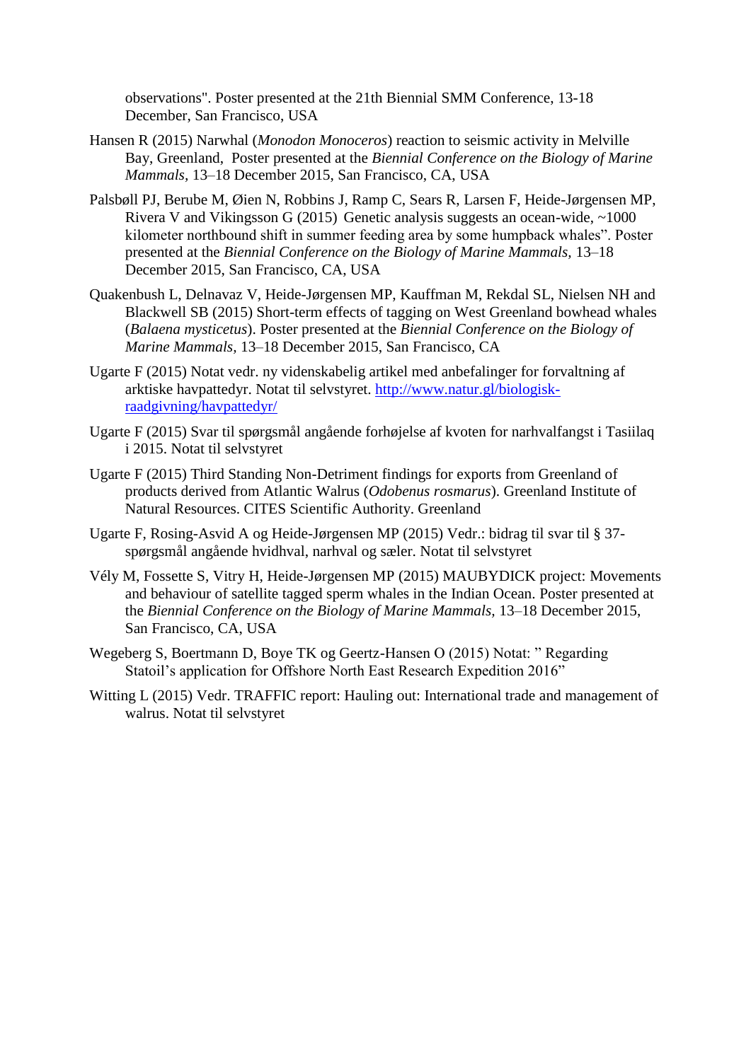observations". Poster presented at the 21th Biennial SMM Conference, 13-18 December, San Francisco, USA

Hansen R (2015) Narwhal (*Monodon Monoceros*) reaction to seismic activity in Melville Bay, Greenland, Poster presented at the *Biennial Conference on the Biology of Marine Mammals*, 13–18 December 2015, San Francisco, CA, USA

Palsbøll PJ, Berube M, Øien N, Robbins J, Ramp C, Sears R, Larsen F, Heide-Jørgensen MP, Rivera V and Vikingsson G (2015) Genetic analysis suggests an ocean-wide, ~1000 kilometer northbound shift in summer feeding area by some humpback whales". Poster presented at the *Biennial Conference on the Biology of Marine Mammals,* 13–18 December 2015, San Francisco, CA, USA

Quakenbush L, Delnavaz V, Heide-Jørgensen MP, Kauffman M, Rekdal SL, Nielsen NH and Blackwell SB (2015) Short-term effects of tagging on West Greenland bowhead whales (*Balaena mysticetus*). Poster presented at the *Biennial Conference on the Biology of Marine Mammals,* 13–18 December 2015, San Francisco, CA

Ugarte F (2015) Notat vedr. ny videnskabelig artikel med anbefalinger for forvaltning af arktiske havpattedyr. Notat til selvstyret. http://www.natur.gl/biologisk-raadgivning/havpattedyr/

Ugarte F (2015) Svar til spørgsmål angående forhøjelse af kvoten for narhvalfangst i Tasiilaq i 2015. Notat til selvstyret

Ugarte F (2015) Third Standing Non-Detriment findings for exports from Greenland of products derived from Atlantic Walrus (*Odobenus rosmarus*). Greenland Institute of Natural Resources. CITES Scientific Authority. Greenland

Ugarte F, Rosing-Asvid A og Heide-Jørgensen MP (2015) Vedr.: bidrag til svar til § 37-spørgsmål angående hvidhval, narhval og sæler. Notat til selvstyret

Vély M, Fossette S, Vitry H, Heide-Jørgensen MP (2015) MAUBYDICK project: Movements and behaviour of satellite tagged sperm whales in the Indian Ocean. Poster presented at the *Biennial Conference on the Biology of Marine Mammals,* 13–18 December 2015, San Francisco, CA, USA

Wegeberg S, Boertmann D, Boye TK og Geertz-Hansen O (2015) Notat: " Regarding Statoil's application for Offshore North East Research Expedition 2016"

Witting L (2015) Vedr. TRAFFIC report: Hauling out: International trade and management of walrus. Notat til selvstyret